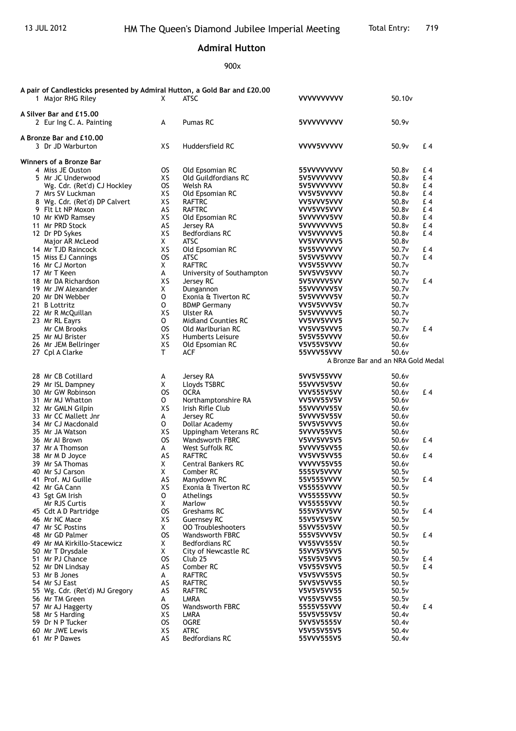13 JUL 2012 — HM The Queen's Diamond Jubilee Imperial Meeting — Total Entry: 719

# Admiral Hutton

900x

| Pos | Name | Class | Club | Scores | Total | Prize |
|---|---|---|---|---|---|---|
| **A pair of Candlesticks presented by Admiral Hutton, a Gold Bar and £20.00** | | | | | | |
| 1 | Major RHG Riley | X | ATSC | **VVVVVVVVVV** | 50.10v | |
| **A Silver Bar and £15.00** | | | | | | |
| 2 | Eur Ing C. A. Painting | A | Pumas RC | **5VVVVVVVVV** | 50.9v | |
| **A Bronze Bar and £10.00** | | | | | | |
| 3 | Dr JD Warburton | XS | Huddersfield RC | **VVVV5VVVVV** | 50.9v | £ 4 |
| **Winners of a Bronze Bar** | | | | | | |
| 4 | Miss JE Ouston | OS | Old Epsomian RC | **55VVVVVVVV** | 50.8v | £ 4 |
| 5 | Mr JC Underwood | XS | Old Guildfordians RC | **5V5VVVVVVV** | 50.8v | £ 4 |
| | Wg. Cdr. (Ret'd) CJ Hockley | OS | Welsh RA | **5V5VVVVVVV** | 50.8v | £ 4 |
| 7 | Mrs SV Luckman | XS | Old Epsomian RC | **VV5V5VVVVV** | 50.8v | £ 4 |
| 8 | Wg. Cdr. (Ret'd) DP Calvert | XS | RAFTRC | **VV5VVV5VVV** | 50.8v | £ 4 |
| 9 | Flt Lt NP Moxon | AS | RAFTRC | **VVV5VV5VVV** | 50.8v | £ 4 |
| 10 | Mr KWD Ramsey | XS | Old Epsomian RC | **5VVVVVV5VV** | 50.8v | £ 4 |
| 11 | Mr PRD Stock | AS | Jersey RA | **5VVVVVVVV5** | 50.8v | £ 4 |
| 12 | Dr PD Sykes | XS | Bedfordians RC | **VV5VVVVVV5** | 50.8v | £ 4 |
| | Major AR McLeod | X | ATSC | **VV5VVVVVV5** | 50.8v | |
| 14 | Mr TJD Raincock | XS | Old Epsomian RC | **5V55VVVVVV** | 50.7v | £ 4 |
| 15 | Miss EJ Cannings | OS | ATSC | **5V5VV5VVVV** | 50.7v | £ 4 |
| 16 | Mr CJ Morton | X | RAFTRC | **VV5V55VVVV** | 50.7v | |
| 17 | Mr T Keen | A | University of Southampton | **5VV5VV5VVV** | 50.7v | |
| 18 | Mr DA Richardson | XS | Jersey RC | **5V5VVVV5VV** | 50.7v | £ 4 |
| 19 | Mr JW Alexander | X | Dungannon | **55VVVVVV5V** | 50.7v | |
| 20 | Mr DN Webber | O | Exonia & Tiverton RC | **5V5VVVVV5V** | 50.7v | |
| 21 | B Lottritz | O | BDMP Germany | **VV5V5VVV5V** | 50.7v | |
| 22 | Mr R McQuillan | XS | Ulster RA | **5V5VVVVVV5** | 50.7v | |
| 23 | Mr RL Eayrs | O | Midland Counties RC | **VV5VV5VVV5** | 50.7v | |
| | Mr CM Brooks | OS | Old Marlburian RC | **VV5VV5VVV5** | 50.7v | £ 4 |
| 25 | Mr MJ Brister | XS | Humberts Leisure | **5V5V55VVVV** | 50.6v | |
| 26 | Mr JEM Bellringer | XS | Old Epsomian RC | **V5V55V5VVV** | 50.6v | |
| 27 | Cpl A Clarke | T | ACF | **55VVV55VVV** | 50.6v | |
| | | | | A Bronze Bar and an NRA Gold Medal | | |
| 28 | Mr CB Cotillard | A | Jersey RA | **5VV5V55VVV** | 50.6v | |
| 29 | Mr ISL Dampney | X | Lloyds TSBRC | **55VVV5V5VV** | 50.6v | |
| 30 | Mr GW Robinson | OS | OCRA | **VVV555V5VV** | 50.6v | £ 4 |
| 31 | Mr MJ Whatton | O | Northamptonshire RA | **VV5VV55V5V** | 50.6v | |
| 32 | Mr GMLN Gilpin | XS | Irish Rifle Club | **55VVVVV55V** | 50.6v | |
| 33 | Mr CC Mallett Jnr | A | Jersey RC | **5VVVV5V55V** | 50.6v | |
| 34 | Mr CJ Macdonald | O | Dollar Academy | **5VV5V5VVV5** | 50.6v | |
| 35 | Mr JA Watson | XS | Uppingham Veterans RC | **5VVVV55VV5** | 50.6v | |
| 36 | Mr AI Brown | OS | Wandsworth FBRC | **V5VV5VV5V5** | 50.6v | £ 4 |
| 37 | Mr A Thomson | A | West Suffolk RC | **5VVVV5VV55** | 50.6v | |
| 38 | Mr M D Joyce | AS | RAFTRC | **VV5VV5VV55** | 50.6v | £ 4 |
| 39 | Mr SA Thomas | X | Central Bankers RC | **VVVVV55V55** | 50.6v | |
| 40 | Mr SJ Carson | X | Comber RC | **5555V5VVVV** | 50.5v | |
| 41 | Prof. MJ Guille | AS | Manydown RC | **55V555VVVV** | 50.5v | £ 4 |
| 42 | Mr GA Cann | XS | Exonia & Tiverton RC | **V55555VVVV** | 50.5v | |
| 43 | Sgt GM Irish | O | Athelings | **VV55555VVV** | 50.5v | |
| | Mr RJS Curtis | X | Marlow | **VV55555VVV** | 50.5v | |
| 45 | Cdt A D Partridge | OS | Greshams RC | **555V5VV5VV** | 50.5v | £ 4 |
| 46 | Mr NC Mace | XS | Guernsey RC | **55V5V5V5VV** | 50.5v | |
| 47 | Mr SC Postins | X | OO Troubleshooters | **55VV55V5VV** | 50.5v | |
| 48 | Mr GD Palmer | OS | Wandsworth FBRC | **555V5VVV5V** | 50.5v | £ 4 |
| 49 | Mr MA Kirkillo-Stacewicz | X | Bedfordians RC | **VV55VV555V** | 50.5v | |
| 50 | Mr T Drysdale | X | City of Newcastle RC | **55VV5V5VV5** | 50.5v | |
| 51 | Mr PJ Chance | OS | Club 25 | **V55V5V5VV5** | 50.5v | £ 4 |
| 52 | Mr DN Lindsay | AS | Comber RC | **V5V55V5VV5** | 50.5v | £ 4 |
| 53 | Mr B Jones | A | RAFTRC | **V5V5VV55V5** | 50.5v | |
| 54 | Mr SJ East | AS | RAFTRC | **5VV5V5VV55** | 50.5v | |
| 55 | Wg. Cdr. (Ret'd) MJ Gregory | AS | RAFTRC | **V5V5V5VV55** | 50.5v | |
| 56 | Mr TM Green | A | LMRA | **VV55V5VV55** | 50.5v | |
| 57 | Mr AJ Haggerty | OS | Wandsworth FBRC | **5555V55VVV** | 50.4v | £ 4 |
| 58 | Mr S Harding | XS | LMRA | **55V5V55V5V** | 50.4v | |
| 59 | Dr N P Tucker | OS | OGRE | **5VV5V5555V** | 50.4v | |
| 60 | Mr JWE Lewis | XS | ATRC | **V5V55V55V5** | 50.4v | |
| 61 | Mr P Dawes | AS | Bedfordians RC | **55VVV555V5** | 50.4v | |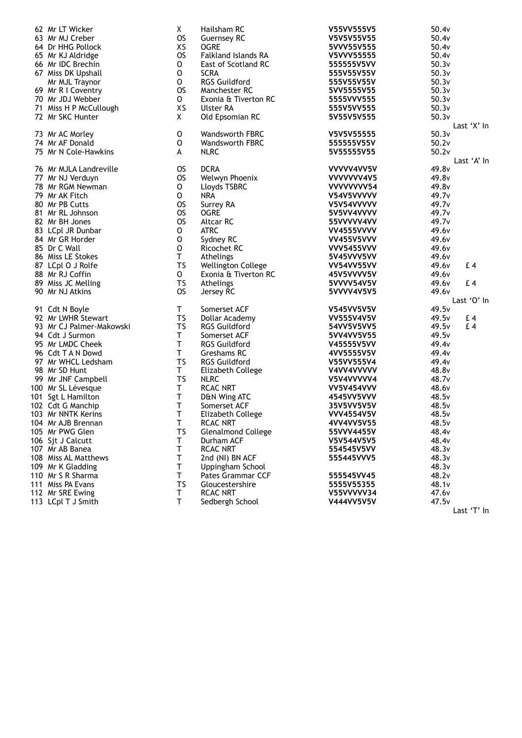| | | | | | | |
|---|---|---|---|---|---|---|
| 62 | Mr LT Wicker | X | Hailsham RC | V55VV555V5 | 50.4v | |
| 63 | Mr MJ Creber | OS | Guernsey RC | V5V5V55V55 | 50.4v | |
| 64 | Dr HHG Pollock | XS | OGRE | 5VVV55V555 | 50.4v | |
| 65 | Mr KJ Aldridge | OS | Falkland Islands RA | V5VVV55555 | 50.4v | |
| 66 | Mr IDC Brechin | O | East of Scotland RC | 555555V5VV | 50.3v | |
| 67 | Miss DK Upshall | O | SCRA | 555V55V55V | 50.3v | |
| | Mr MJL Traynor | O | RGS Guildford | 555V55V55V | 50.3v | |
| 69 | Mr R I Coventry | OS | Manchester RC | 5VV5555V55 | 50.3v | |
| 70 | Mr JDJ Webber | O | Exonia & Tiverton RC | 5555VVV555 | 50.3v | |
| 71 | Miss H P McCullough | XS | Ulster RA | 555V5VV555 | 50.3v | |
| 72 | Mr SKC Hunter | X | Old Epsomian RC | 5V55V5V555 | 50.3v | |
| | | | | | | Last 'X' In |
| 73 | Mr AC Morley | O | Wandsworth FBRC | V5V5V55555 | 50.3v | |
| 74 | Mr AF Donald | O | Wandsworth FBRC | 555555V55V | 50.2v | |
| 75 | Mr N Cole-Hawkins | A | NLRC | 5V55555V55 | 50.2v | |
| | | | | | | Last 'A' In |
| 76 | Mr MJLA Landreville | OS | DCRA | VVVVV4VV5V | 49.8v | |
| 77 | Mr NJ Verduyn | OS | Welwyn Phoenix | VVVVVVV4V5 | 49.8v | |
| 78 | Mr RGM Newman | O | Lloyds TSBRC | VVVVVVVV54 | 49.8v | |
| 79 | Mr AK Fitch | O | NRA | V54V5VVVVV | 49.7v | |
| 80 | Mr PB Cutts | OS | Surrey RA | V5V54VVVVV | 49.7v | |
| 81 | Mr RL Johnson | OS | OGRE | 5V5VV4VVVV | 49.7v | |
| 82 | Mr BH Jones | OS | Altcar RC | 55VVVVV4VV | 49.7v | |
| 83 | LCpl JR Dunbar | O | ATRC | VV4555VVVV | 49.6v | |
| 84 | Mr GR Horder | O | Sydney RC | VV455V5VVV | 49.6v | |
| 85 | Dr C Wall | O | Ricochet RC | VVV5455VVV | 49.6v | |
| 86 | Miss LE Stokes | T | Athelings | 5V45VVV5VV | 49.6v | |
| 87 | LCpl O J Rolfe | TS | Wellington College | VV54VV55VV | 49.6v | £ 4 |
| 88 | Mr RJ Coffin | O | Exonia & Tiverton RC | 45V5VVVV5V | 49.6v | |
| 89 | Miss JC Melling | TS | Athelings | 5VVVV54V5V | 49.6v | £ 4 |
| 90 | Mr NJ Atkins | OS | Jersey RC | 5VVVV4V5V5 | 49.6v | |
| | | | | | | Last 'O' In |
| 91 | Cdt N Boyle | T | Somerset ACF | V545VV5V5V | 49.5v | |
| 92 | Mr LWHR Stewart | TS | Dollar Academy | VV555V4V5V | 49.5v | £ 4 |
| 93 | Mr CJ Palmer-Makowski | TS | RGS Guildford | 54VV5V5VV5 | 49.5v | £ 4 |
| 94 | Cdt J Surmon | T | Somerset ACF | 5VV4VV5V55 | 49.5v | |
| 95 | Mr LMDC Cheek | T | RGS Guildford | V45555V5VV | 49.4v | |
| 96 | Cdt T A N Dowd | T | Greshams RC | 4VV5555V5V | 49.4v | |
| 97 | Mr WHCL Ledsham | TS | RGS Guildford | V55VV555V4 | 49.4v | |
| 98 | Mr SD Hunt | T | Elizabeth College | V4VV4VVVVV | 48.8v | |
| 99 | Mr JNF Campbell | TS | NLRC | V5V4VVVVV4 | 48.7v | |
| 100 | Mr SL Lévesque | T | RCAC NRT | VV5V454VVV | 48.6v | |
| 101 | Sgt L Hamilton | T | D&N Wing ATC | 4545VV5VVV | 48.5v | |
| 102 | Cdt G Manchip | T | Somerset ACF | 35V5VV5V5V | 48.5v | |
| 103 | Mr NNTK Kerins | T | Elizabeth College | VVV4554V5V | 48.5v | |
| 104 | Mr AJB Brennan | T | RCAC NRT | 4VV4VV5V55 | 48.5v | |
| 105 | Mr PWG Glen | TS | Glenalmond College | 55VVV4455V | 48.4v | |
| 106 | Sjt J Calcutt | T | Durham ACF | V5V544V5V5 | 48.4v | |
| 107 | Mr AB Banea | T | RCAC NRT | 554545V5VV | 48.3v | |
| 108 | Miss AL Matthews | T | 2nd (NI) BN ACF | 555445VVV5 | 48.3v | |
| 109 | Mr K Gladding | T | Uppingham School | | 48.3v | |
| 110 | Mr S R Sharma | T | Pates Grammar CCF | 555545VV45 | 48.2v | |
| 111 | Miss PA Evans | TS | Gloucestershire | 5555V55355 | 48.1v | |
| 112 | Mr SRE Ewing | T | RCAC NRT | V55VVVVV34 | 47.6v | |
| 113 | LCpl T J Smith | T | Sedbergh School | V444VV5V5V | 47.5v | |
| | | | | | | Last 'T' In |